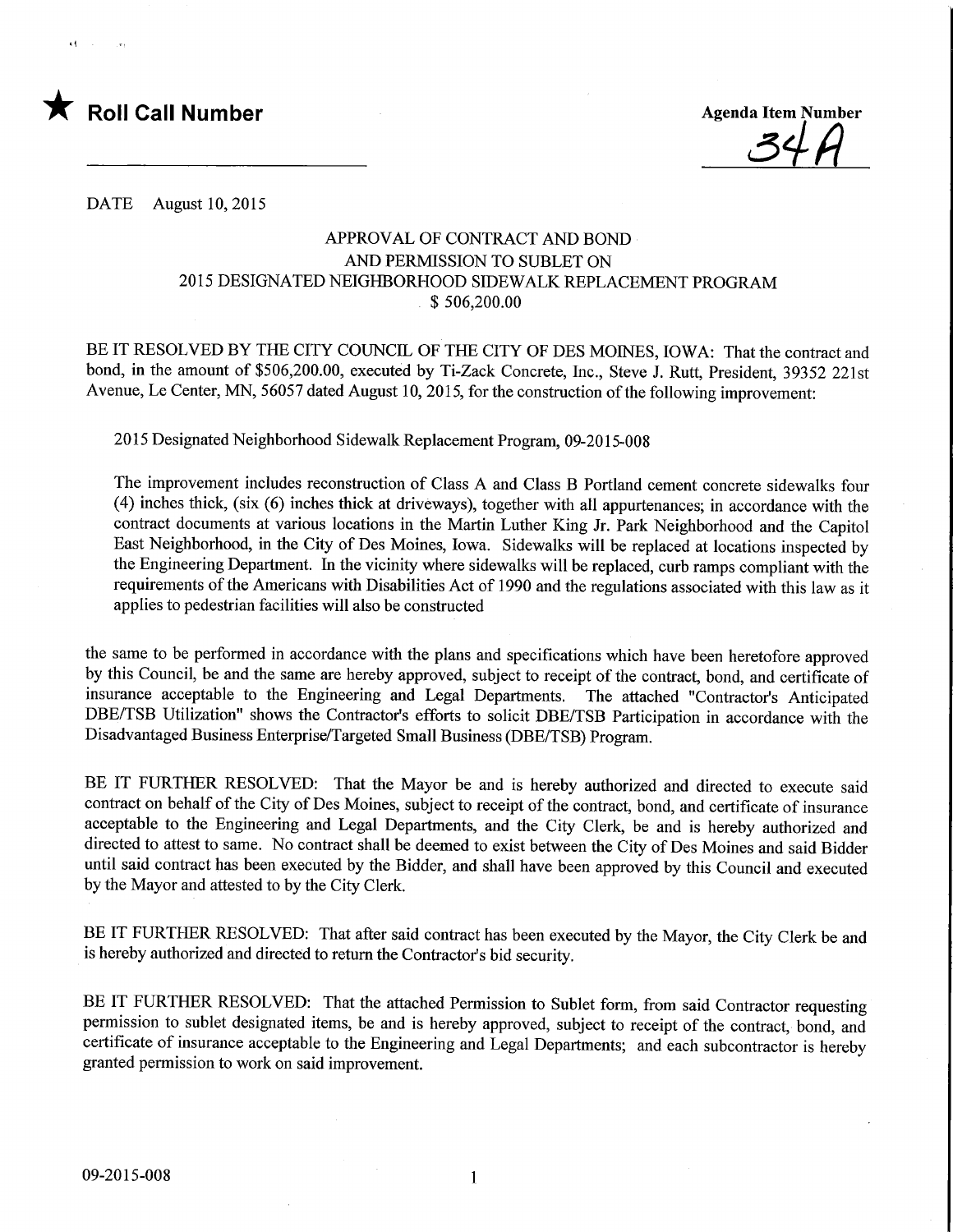★ **Roll Call Number**

Agenda Item Number

34A

DATE August 10, 2015

## APPROVAL OF CONTRACT AND BOND AND PERMISSION TO SUBLET ON 2015 DESIGNATED NEIGHBORHOOD SIDEWALK REPLACEMENT PROGRAM $ 506,200.00

BE IT RESOLVED BY THE CITY COUNCIL OF THE CITY OF DES MOINES, IOWA: That the contract and bond, in the amount of $506,200.00, executed by Ti-Zack Concrete, Inc., Steve J. Rutt, President, 39352 221st Avenue, Le Center, MN, 56057 dated August 10, 2015, for the construction of the following improvement:

2015 Designated Neighborhood Sidewalk Replacement Program, 09-2015-008

The improvement includes reconstruction of Class A and Class B Portland cement concrete sidewalks four (4) inches thick, (six (6) inches thick at driveways), together with all appurtenances; in accordance with the contract documents at various locations in the Martin Luther King Jr. Park Neighborhood and the Capitol East Neighborhood, in the City of Des Moines, Iowa. Sidewalks will be replaced at locations inspected by the Engineering Department. In the vicinity where sidewalks will be replaced, curb ramps compliant with the requirements of the Americans with Disabilities Act of 1990 and the regulations associated with this law as it applies to pedestrian facilities will also be constructed

the same to be performed in accordance with the plans and specifications which have been heretofore approved by this Council, be and the same are hereby approved, subject to receipt of the contract, bond, and certificate of insurance acceptable to the Engineering and Legal Departments. The attached "Contractor's Anticipated DBE/TSB Utilization" shows the Contractor's efforts to solicit DBE/TSB Participation in accordance with the Disadvantaged Business Enterprise/Targeted Small Business (DBE/TSB) Program.

BE IT FURTHER RESOLVED: That the Mayor be and is hereby authorized and directed to execute said contract on behalf of the City of Des Moines, subject to receipt of the contract, bond, and certificate of insurance acceptable to the Engineering and Legal Departments, and the City Clerk, be and is hereby authorized and directed to attest to same. No contract shall be deemed to exist between the City of Des Moines and said Bidder until said contract has been executed by the Bidder, and shall have been approved by this Council and executed by the Mayor and attested to by the City Clerk.

BE IT FURTHER RESOLVED: That after said contract has been executed by the Mayor, the City Clerk be and is hereby authorized and directed to return the Contractor's bid security.

BE IT FURTHER RESOLVED: That the attached Permission to Sublet form, from said Contractor requesting permission to sublet designated items, be and is hereby approved, subject to receipt of the contract, bond, and certificate of insurance acceptable to the Engineering and Legal Departments; and each subcontractor is hereby granted permission to work on said improvement.

09-2015-008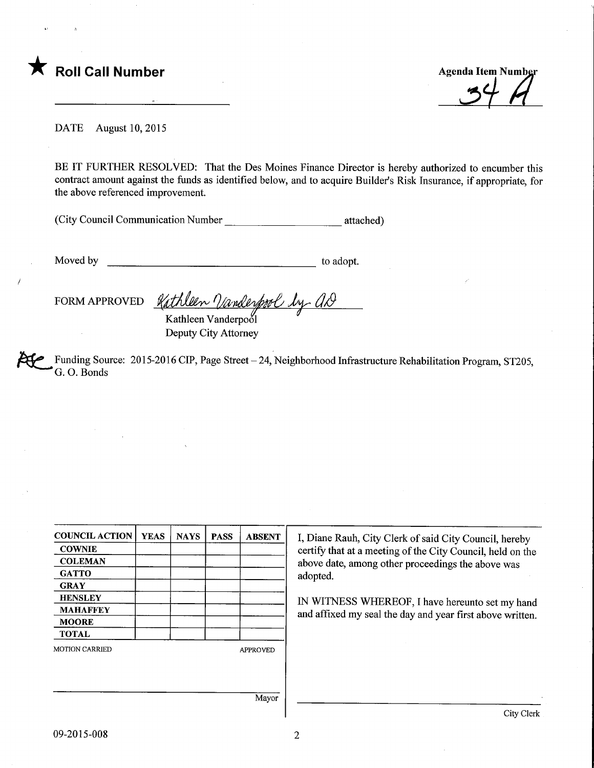★ **Roll Call Number**

_______________________

**Agenda Item Number**
34 A

DATE August 10, 2015

BE IT FURTHER RESOLVED: That the Des Moines Finance Director is hereby authorized to encumber this contract amount against the funds as identified below, and to acquire Builder's Risk Insurance, if appropriate, for the above referenced improvement.

(City Council Communication Number ____________________ attached)

Moved by ____________________________________ to adopt.

FORM APPROVED *Kathleen Vanderpool by AD*
Kathleen Vanderpool
Deputy City Attorney

Funding Source: 2015-2016 CIP, Page Street – 24, Neighborhood Infrastructure Rehabilitation Program, ST205, G. O. Bonds

| COUNCIL ACTION | YEAS | NAYS | PASS | ABSENT |
|---|---|---|---|---|
| COWNIE | | | | |
| COLEMAN | | | | |
| GATTO | | | | |
| GRAY | | | | |
| HENSLEY | | | | |
| MAHAFFEY | | | | |
| MOORE | | | | |
| TOTAL | | | | |

MOTION CARRIED APPROVED

_______________________ Mayor

I, Diane Rauh, City Clerk of said City Council, hereby certify that at a meeting of the City Council, held on the above date, among other proceedings the above was adopted.

IN WITNESS WHEREOF, I have hereunto set my hand and affixed my seal the day and year first above written.

_______________________ City Clerk

09-2015-008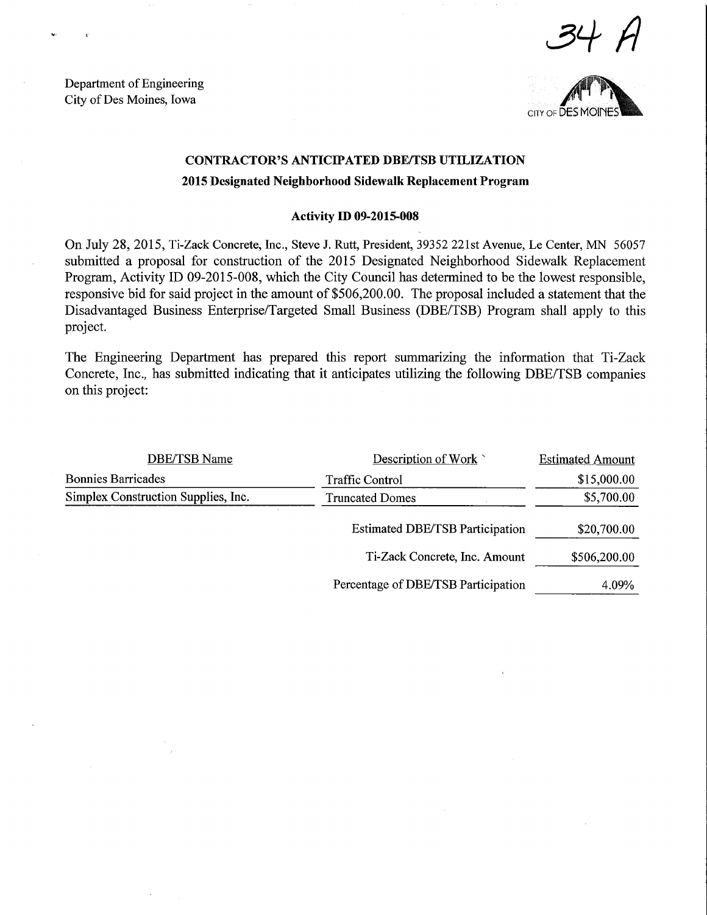34 A

Department of Engineering
City of Des Moines, Iowa

CITY OF DES MOINES

## CONTRACTOR'S ANTICIPATED DBE/TSB UTILIZATION

### 2015 Designated Neighborhood Sidewalk Replacement Program

#### Activity ID 09-2015-008

On July 28, 2015, Ti-Zack Concrete, Inc., Steve J. Rutt, President, 39352 221st Avenue, Le Center, MN 56057 submitted a proposal for construction of the 2015 Designated Neighborhood Sidewalk Replacement Program, Activity ID 09-2015-008, which the City Council has determined to be the lowest responsible, responsive bid for said project in the amount of $506,200.00. The proposal included a statement that the Disadvantaged Business Enterprise/Targeted Small Business (DBE/TSB) Program shall apply to this project.

The Engineering Department has prepared this report summarizing the information that Ti-Zack Concrete, Inc., has submitted indicating that it anticipates utilizing the following DBE/TSB companies on this project:

| DBE/TSB Name | Description of Work | Estimated Amount |
|---|---|---|
| Bonnies Barricades | Traffic Control | $15,000.00 |
| Simplex Construction Supplies, Inc. | Truncated Domes | $5,700.00 |
| | Estimated DBE/TSB Participation | $20,700.00 |
| | Ti-Zack Concrete, Inc. Amount | $506,200.00 |
| | Percentage of DBE/TSB Participation | 4.09% |